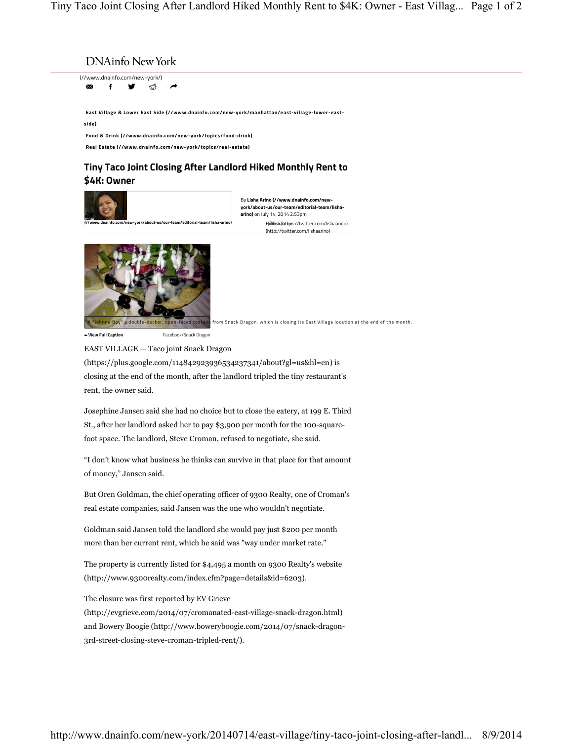DNAinfo New York

(//www.dnainfo.com/new-york/)

East Village & Lower East Side (//www.dnainfo.com/new-york/manhattan/east-village-lower-east-side)

Food & Drink (//www.dnainfo.com/new-york/topics/food-drink)

Real Estate (//www.dnainfo.com/new-york/topics/real-estate)

## Tiny Taco Joint Closing After Landlord Hiked Monthly Rent to $4K: Owner

(//www.dnainfo.com/new-york/about-us/our-team/editorial-team/lisha-arino)

By **Lisha Arino (//www.dnainfo.com/new-york/about-us/our-team/editorial-team/lisha-arino)** on July 14, 2014 2:53pm

Follow (https://twitter.com/lishaarino) @lishaarino (http://twitter.com/lishaarino)

A "Johnny Boy" a double-decker, open-faced tostada from Snack Dragon, which is closing its East Village location at the end of the month.

View Full Caption — Facebook/Snack Dragon

EAST VILLAGE — Taco joint Snack Dragon (https://plus.google.com/114842923936534237341/about?gl=us&hl=en) is closing at the end of the month, after the landlord tripled the tiny restaurant's rent, the owner said.

Josephine Jansen said she had no choice but to close the eatery, at 199 E. Third St., after her landlord asked her to pay $3,900 per month for the 100-square-foot space. The landlord, Steve Croman, refused to negotiate, she said.

"I don't know what business he thinks can survive in that place for that amount of money," Jansen said.

But Oren Goldman, the chief operating officer of 9300 Realty, one of Croman's real estate companies, said Jansen was the one who wouldn't negotiate.

Goldman said Jansen told the landlord she would pay just $200 per month more than her current rent, which he said was "way under market rate."

The property is currently listed for $4,495 a month on 9300 Realty's website (http://www.9300realty.com/index.cfm?page=details&id=6203).

The closure was first reported by EV Grieve (http://evgrieve.com/2014/07/cromanated-east-village-snack-dragon.html) and Bowery Boogie (http://www.boweryboogie.com/2014/07/snack-dragon-3rd-street-closing-steve-croman-tripled-rent/).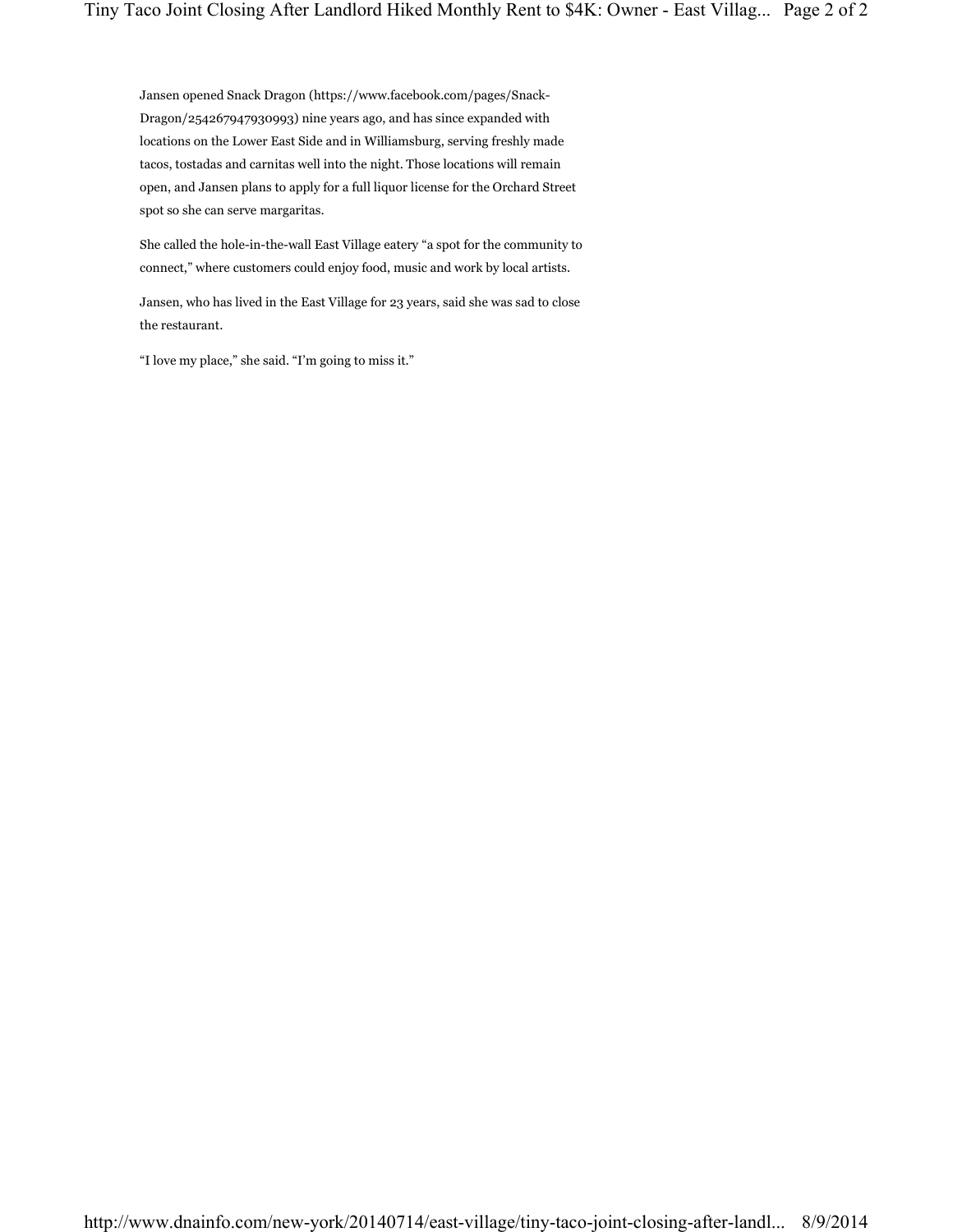Jansen opened Snack Dragon (https://www.facebook.com/pages/Snack-Dragon/254267947930993) nine years ago, and has since expanded with locations on the Lower East Side and in Williamsburg, serving freshly made tacos, tostadas and carnitas well into the night. Those locations will remain open, and Jansen plans to apply for a full liquor license for the Orchard Street spot so she can serve margaritas.

She called the hole-in-the-wall East Village eatery "a spot for the community to connect," where customers could enjoy food, music and work by local artists.

Jansen, who has lived in the East Village for 23 years, said she was sad to close the restaurant.

"I love my place," she said. "I'm going to miss it."